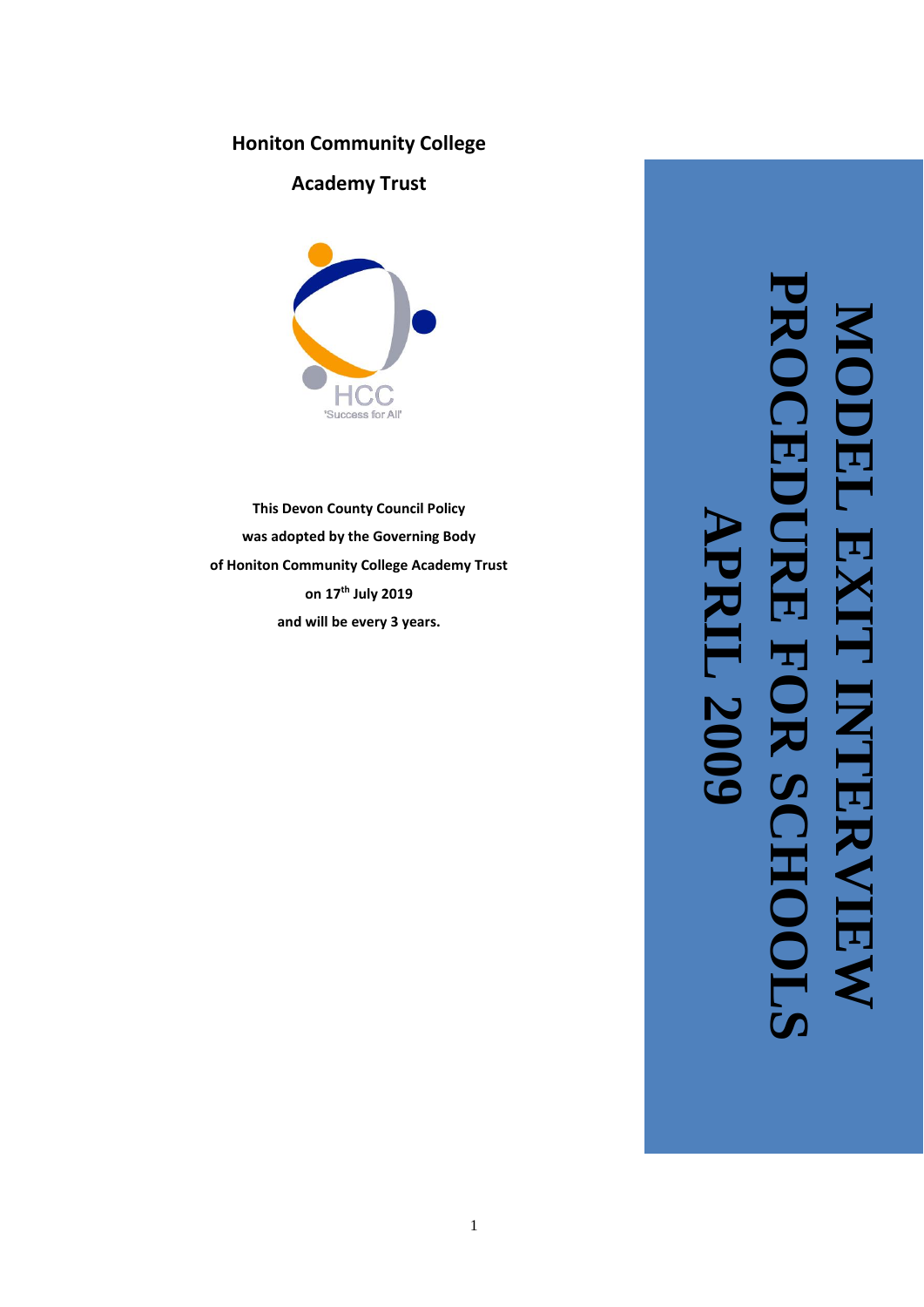**Honiton Community College**

**Academy Trust**

HCC

'Success for All'

**This Devon County Council Policy**

**was adopted by the Governing Body**

**of Honiton Community College Academy Trust**

**on 17th July 2019**

**and will be every 3 years.**

# MODEL EXIT INTERVIEW PROCEDURE FOR SCHOOLS

# APRIL 2009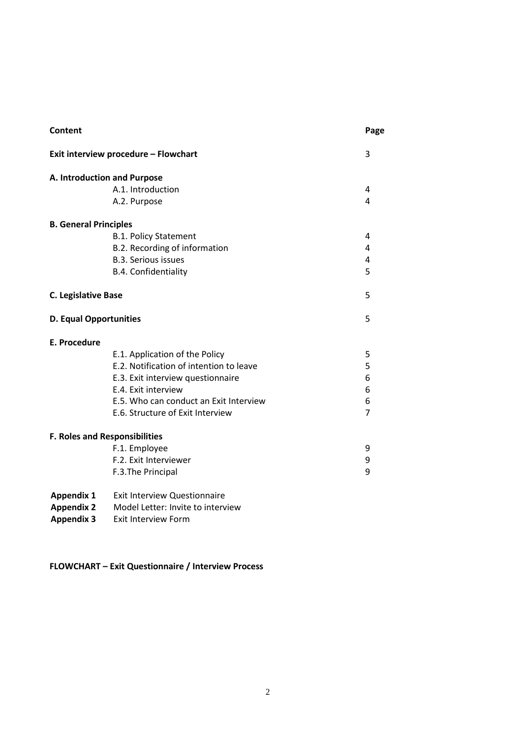| **Content** | | **Page** |
|---|---|---|
| **Exit interview procedure – Flowchart** | | 3 |
| **A. Introduction and Purpose** | | |
| | A.1. Introduction | 4 |
| | A.2. Purpose | 4 |
| **B. General Principles** | | |
| | B.1. Policy Statement | 4 |
| | B.2. Recording of information | 4 |
| | B.3. Serious issues | 4 |
| | B.4. Confidentiality | 5 |
| **C. Legislative Base** | | 5 |
| **D. Equal Opportunities** | | 5 |
| **E. Procedure** | | |
| | E.1. Application of the Policy | 5 |
| | E.2. Notification of intention to leave | 5 |
| | E.3. Exit interview questionnaire | 6 |
| | E.4. Exit interview | 6 |
| | E.5. Who can conduct an Exit Interview | 6 |
| | E.6. Structure of Exit Interview | 7 |
| **F. Roles and Responsibilities** | | |
| | F.1. Employee | 9 |
| | F.2. Exit Interviewer | 9 |
| | F.3.The Principal | 9 |
| **Appendix 1** | Exit Interview Questionnaire | |
| **Appendix 2** | Model Letter: Invite to interview | |
| **Appendix 3** | Exit Interview Form | |

**FLOWCHART – Exit Questionnaire / Interview Process**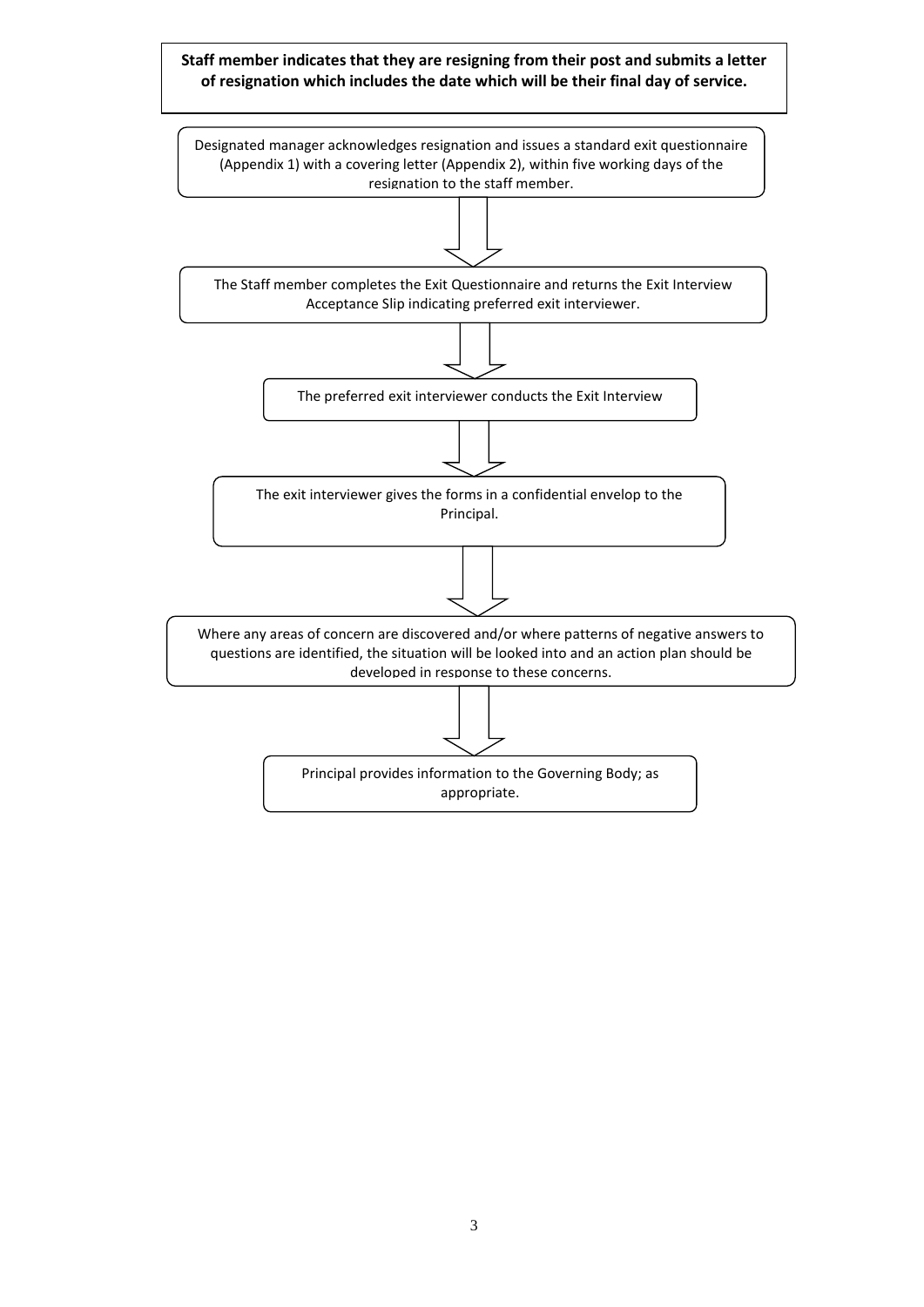**Staff member indicates that they are resigning from their post and submits a letter of resignation which includes the date which will be their final day of service.**

Designated manager acknowledges resignation and issues a standard exit questionnaire (Appendix 1) with a covering letter (Appendix 2), within five working days of the resignation to the staff member.

↓

The Staff member completes the Exit Questionnaire and returns the Exit Interview Acceptance Slip indicating preferred exit interviewer.

↓

The preferred exit interviewer conducts the Exit Interview

↓

The exit interviewer gives the forms in a confidential envelop to the Principal.

↓

Where any areas of concern are discovered and/or where patterns of negative answers to questions are identified, the situation will be looked into and an action plan should be developed in response to these concerns.

↓

Principal provides information to the Governing Body; as appropriate.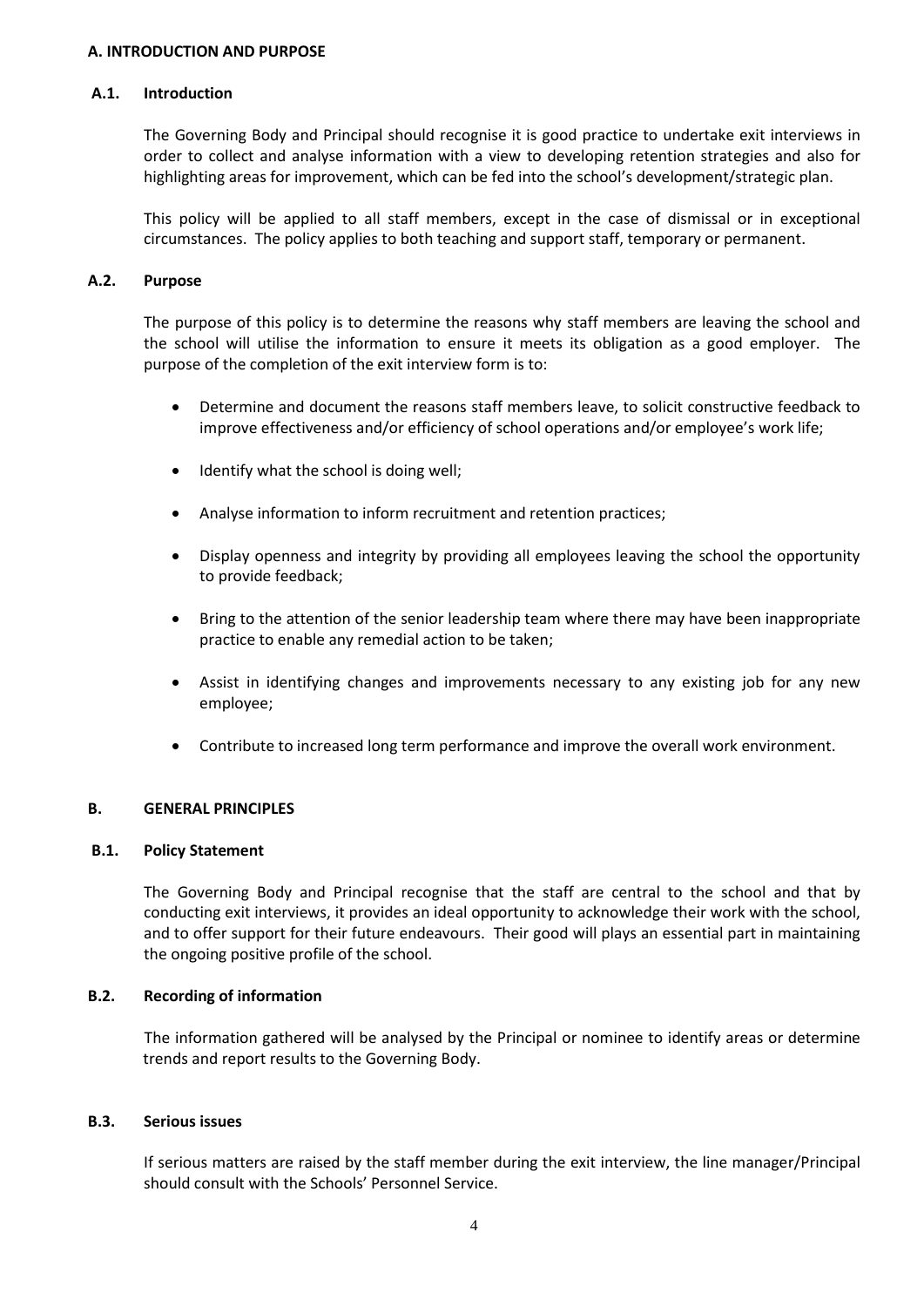## A. INTRODUCTION AND PURPOSE

### A.1. Introduction

The Governing Body and Principal should recognise it is good practice to undertake exit interviews in order to collect and analyse information with a view to developing retention strategies and also for highlighting areas for improvement, which can be fed into the school's development/strategic plan.

This policy will be applied to all staff members, except in the case of dismissal or in exceptional circumstances. The policy applies to both teaching and support staff, temporary or permanent.

### A.2. Purpose

The purpose of this policy is to determine the reasons why staff members are leaving the school and the school will utilise the information to ensure it meets its obligation as a good employer. The purpose of the completion of the exit interview form is to:

- Determine and document the reasons staff members leave, to solicit constructive feedback to improve effectiveness and/or efficiency of school operations and/or employee's work life;
- Identify what the school is doing well;
- Analyse information to inform recruitment and retention practices;
- Display openness and integrity by providing all employees leaving the school the opportunity to provide feedback;
- Bring to the attention of the senior leadership team where there may have been inappropriate practice to enable any remedial action to be taken;
- Assist in identifying changes and improvements necessary to any existing job for any new employee;
- Contribute to increased long term performance and improve the overall work environment.

## B. GENERAL PRINCIPLES

### B.1. Policy Statement

The Governing Body and Principal recognise that the staff are central to the school and that by conducting exit interviews, it provides an ideal opportunity to acknowledge their work with the school, and to offer support for their future endeavours. Their good will plays an essential part in maintaining the ongoing positive profile of the school.

### B.2. Recording of information

The information gathered will be analysed by the Principal or nominee to identify areas or determine trends and report results to the Governing Body.

### B.3. Serious issues

If serious matters are raised by the staff member during the exit interview, the line manager/Principal should consult with the Schools' Personnel Service.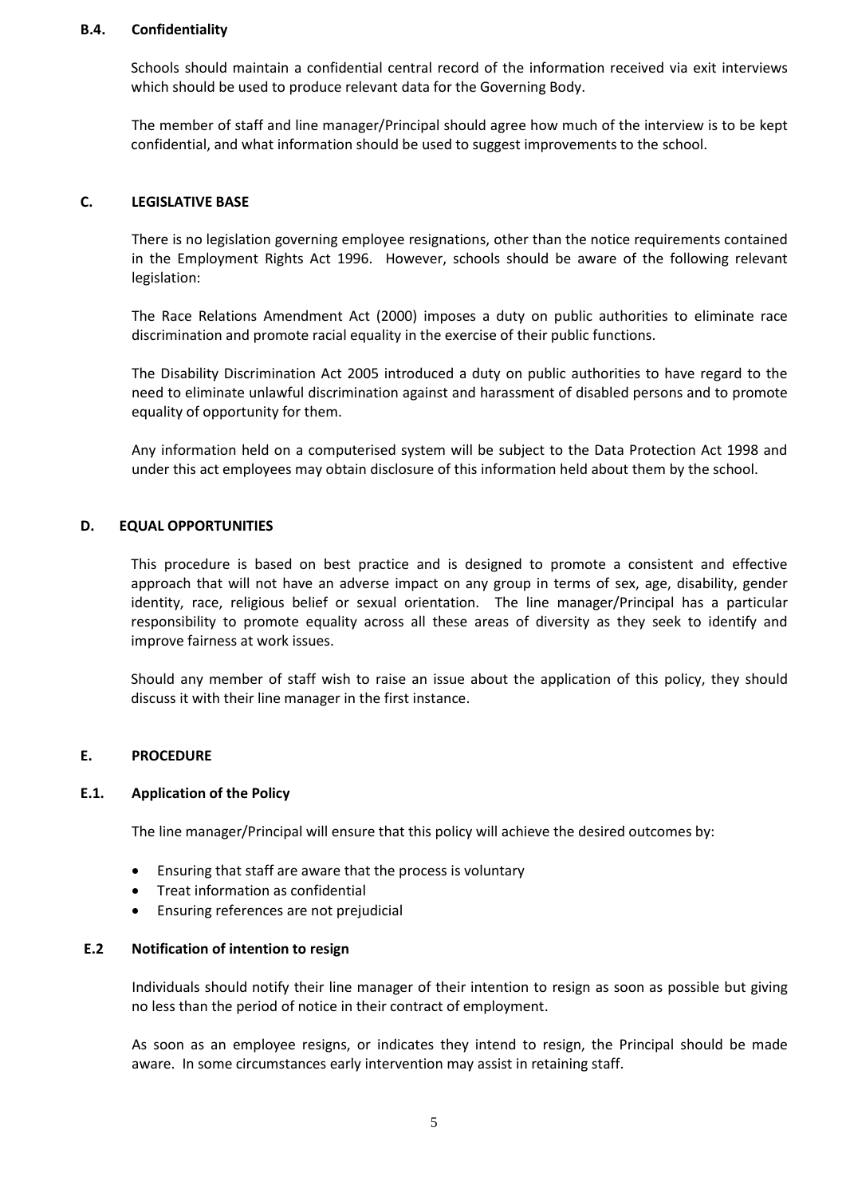### B.4. Confidentiality

Schools should maintain a confidential central record of the information received via exit interviews which should be used to produce relevant data for the Governing Body.

The member of staff and line manager/Principal should agree how much of the interview is to be kept confidential, and what information should be used to suggest improvements to the school.

## C. LEGISLATIVE BASE

There is no legislation governing employee resignations, other than the notice requirements contained in the Employment Rights Act 1996. However, schools should be aware of the following relevant legislation:

The Race Relations Amendment Act (2000) imposes a duty on public authorities to eliminate race discrimination and promote racial equality in the exercise of their public functions.

The Disability Discrimination Act 2005 introduced a duty on public authorities to have regard to the need to eliminate unlawful discrimination against and harassment of disabled persons and to promote equality of opportunity for them.

Any information held on a computerised system will be subject to the Data Protection Act 1998 and under this act employees may obtain disclosure of this information held about them by the school.

## D. EQUAL OPPORTUNITIES

This procedure is based on best practice and is designed to promote a consistent and effective approach that will not have an adverse impact on any group in terms of sex, age, disability, gender identity, race, religious belief or sexual orientation. The line manager/Principal has a particular responsibility to promote equality across all these areas of diversity as they seek to identify and improve fairness at work issues.

Should any member of staff wish to raise an issue about the application of this policy, they should discuss it with their line manager in the first instance.

## E. PROCEDURE

### E.1. Application of the Policy

The line manager/Principal will ensure that this policy will achieve the desired outcomes by:

- Ensuring that staff are aware that the process is voluntary
- Treat information as confidential
- Ensuring references are not prejudicial

### E.2 Notification of intention to resign

Individuals should notify their line manager of their intention to resign as soon as possible but giving no less than the period of notice in their contract of employment.

As soon as an employee resigns, or indicates they intend to resign, the Principal should be made aware. In some circumstances early intervention may assist in retaining staff.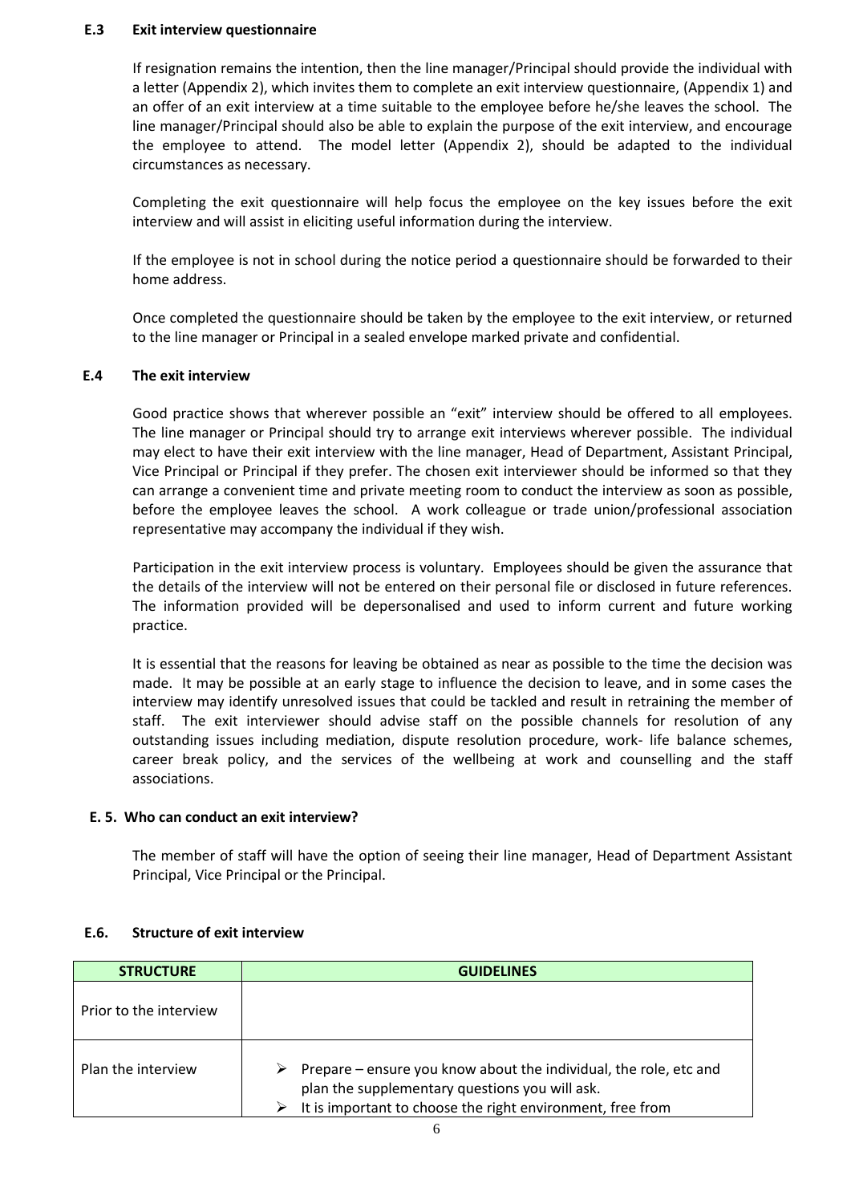### E.3 Exit interview questionnaire

If resignation remains the intention, then the line manager/Principal should provide the individual with a letter (Appendix 2), which invites them to complete an exit interview questionnaire, (Appendix 1) and an offer of an exit interview at a time suitable to the employee before he/she leaves the school. The line manager/Principal should also be able to explain the purpose of the exit interview, and encourage the employee to attend. The model letter (Appendix 2), should be adapted to the individual circumstances as necessary.

Completing the exit questionnaire will help focus the employee on the key issues before the exit interview and will assist in eliciting useful information during the interview.

If the employee is not in school during the notice period a questionnaire should be forwarded to their home address.

Once completed the questionnaire should be taken by the employee to the exit interview, or returned to the line manager or Principal in a sealed envelope marked private and confidential.

### E.4 The exit interview

Good practice shows that wherever possible an "exit" interview should be offered to all employees. The line manager or Principal should try to arrange exit interviews wherever possible. The individual may elect to have their exit interview with the line manager, Head of Department, Assistant Principal, Vice Principal or Principal if they prefer. The chosen exit interviewer should be informed so that they can arrange a convenient time and private meeting room to conduct the interview as soon as possible, before the employee leaves the school. A work colleague or trade union/professional association representative may accompany the individual if they wish.

Participation in the exit interview process is voluntary. Employees should be given the assurance that the details of the interview will not be entered on their personal file or disclosed in future references. The information provided will be depersonalised and used to inform current and future working practice.

It is essential that the reasons for leaving be obtained as near as possible to the time the decision was made. It may be possible at an early stage to influence the decision to leave, and in some cases the interview may identify unresolved issues that could be tackled and result in retraining the member of staff. The exit interviewer should advise staff on the possible channels for resolution of any outstanding issues including mediation, dispute resolution procedure, work- life balance schemes, career break policy, and the services of the wellbeing at work and counselling and the staff associations.

### E. 5. Who can conduct an exit interview?

The member of staff will have the option of seeing their line manager, Head of Department Assistant Principal, Vice Principal or the Principal.

### E.6. Structure of exit interview

| STRUCTURE | GUIDELINES |
|---|---|
| Prior to the interview | |
| Plan the interview | ➢ Prepare – ensure you know about the individual, the role, etc and plan the supplementary questions you will ask.<br>➢ It is important to choose the right environment, free from |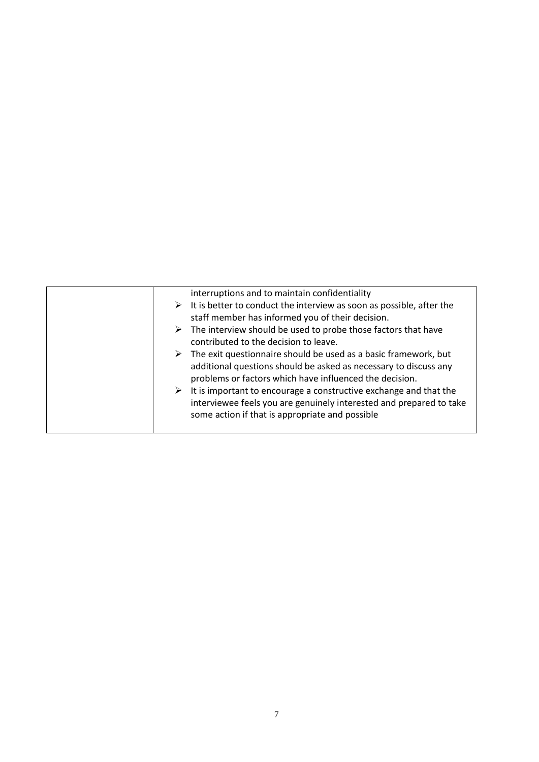| | interruptions and to maintain confidentiality<br>➢ It is better to conduct the interview as soon as possible, after the staff member has informed you of their decision.<br>➢ The interview should be used to probe those factors that have contributed to the decision to leave.<br>➢ The exit questionnaire should be used as a basic framework, but additional questions should be asked as necessary to discuss any problems or factors which have influenced the decision.<br>➢ It is important to encourage a constructive exchange and that the interviewee feels you are genuinely interested and prepared to take some action if that is appropriate and possible |
|---|---|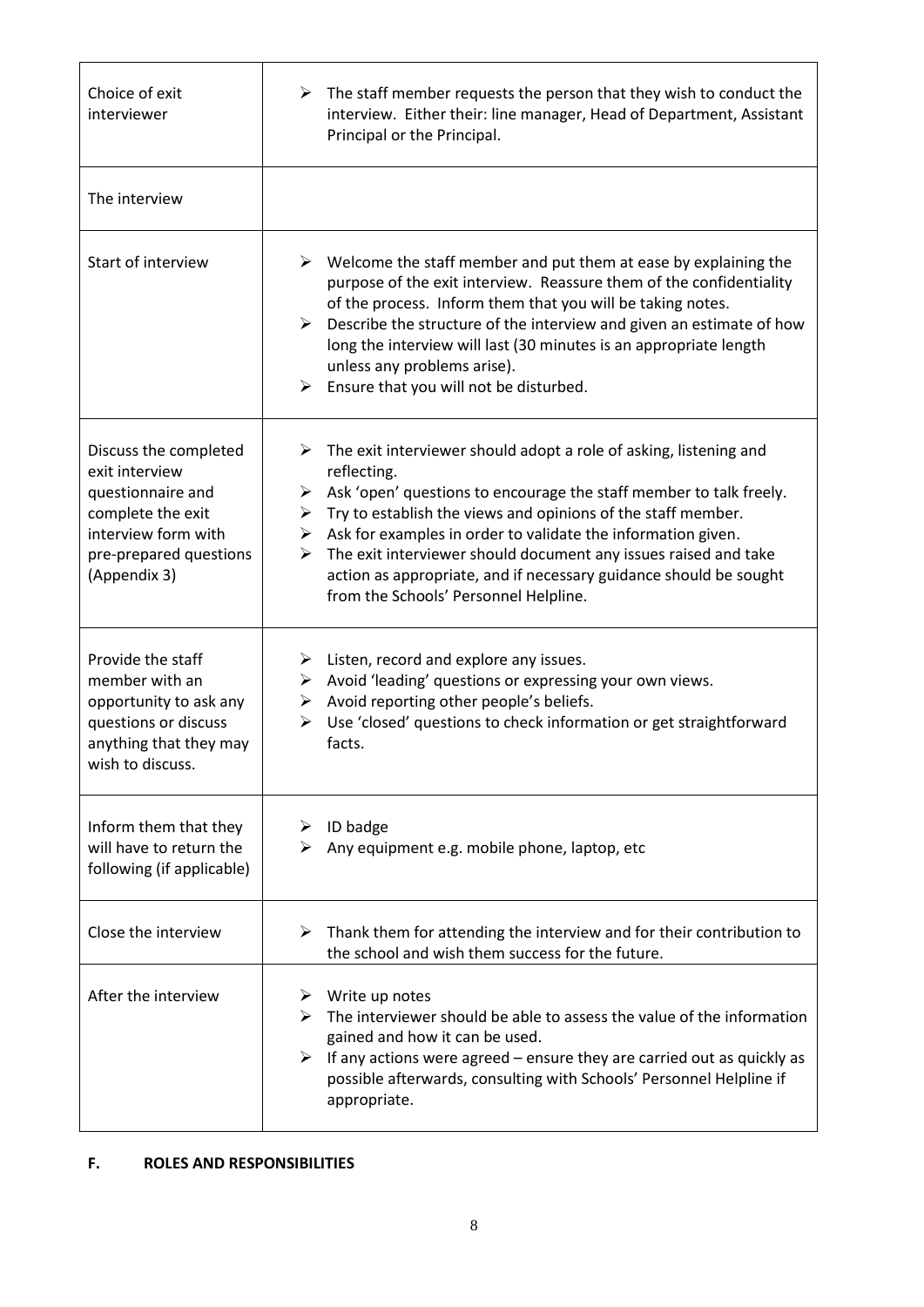| | |
|---|---|
| Choice of exit interviewer | ➢ The staff member requests the person that they wish to conduct the interview. Either their: line manager, Head of Department, Assistant Principal or the Principal. |
| The interview | |
| Start of interview | ➢ Welcome the staff member and put them at ease by explaining the purpose of the exit interview. Reassure them of the confidentiality of the process. Inform them that you will be taking notes.<br>➢ Describe the structure of the interview and given an estimate of how long the interview will last (30 minutes is an appropriate length unless any problems arise).<br>➢ Ensure that you will not be disturbed. |
| Discuss the completed exit interview questionnaire and complete the exit interview form with pre-prepared questions (Appendix 3) | ➢ The exit interviewer should adopt a role of asking, listening and reflecting.<br>➢ Ask 'open' questions to encourage the staff member to talk freely.<br>➢ Try to establish the views and opinions of the staff member.<br>➢ Ask for examples in order to validate the information given.<br>➢ The exit interviewer should document any issues raised and take action as appropriate, and if necessary guidance should be sought from the Schools' Personnel Helpline. |
| Provide the staff member with an opportunity to ask any questions or discuss anything that they may wish to discuss. | ➢ Listen, record and explore any issues.<br>➢ Avoid 'leading' questions or expressing your own views.<br>➢ Avoid reporting other people's beliefs.<br>➢ Use 'closed' questions to check information or get straightforward facts. |
| Inform them that they will have to return the following (if applicable) | ➢ ID badge<br>➢ Any equipment e.g. mobile phone, laptop, etc |
| Close the interview | ➢ Thank them for attending the interview and for their contribution to the school and wish them success for the future. |
| After the interview | ➢ Write up notes<br>➢ The interviewer should be able to assess the value of the information gained and how it can be used.<br>➢ If any actions were agreed – ensure they are carried out as quickly as possible afterwards, consulting with Schools' Personnel Helpline if appropriate. |

## F. ROLES AND RESPONSIBILITIES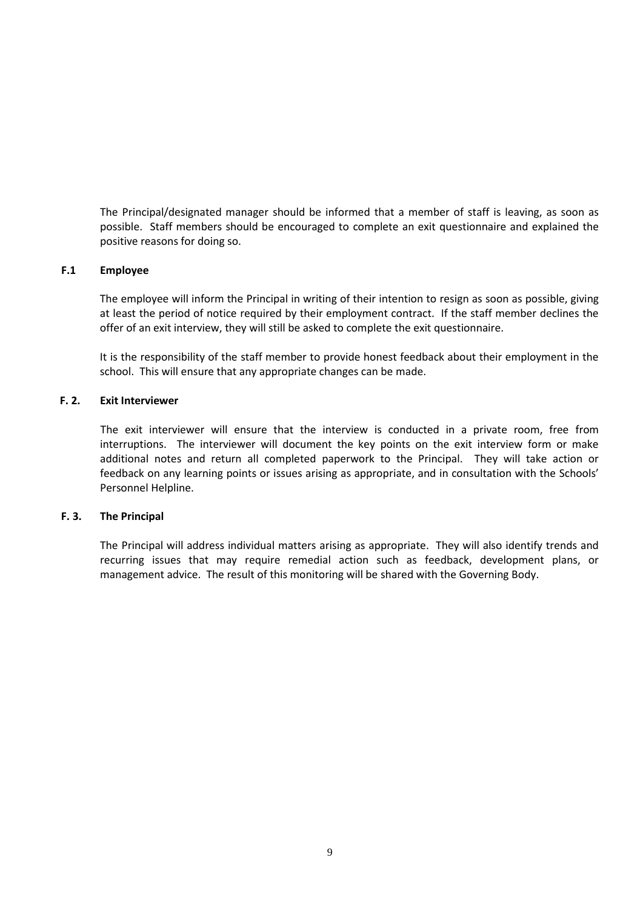The Principal/designated manager should be informed that a member of staff is leaving, as soon as possible. Staff members should be encouraged to complete an exit questionnaire and explained the positive reasons for doing so.

### F.1 Employee

The employee will inform the Principal in writing of their intention to resign as soon as possible, giving at least the period of notice required by their employment contract. If the staff member declines the offer of an exit interview, they will still be asked to complete the exit questionnaire.

It is the responsibility of the staff member to provide honest feedback about their employment in the school. This will ensure that any appropriate changes can be made.

### F. 2. Exit Interviewer

The exit interviewer will ensure that the interview is conducted in a private room, free from interruptions. The interviewer will document the key points on the exit interview form or make additional notes and return all completed paperwork to the Principal. They will take action or feedback on any learning points or issues arising as appropriate, and in consultation with the Schools' Personnel Helpline.

### F. 3. The Principal

The Principal will address individual matters arising as appropriate. They will also identify trends and recurring issues that may require remedial action such as feedback, development plans, or management advice. The result of this monitoring will be shared with the Governing Body.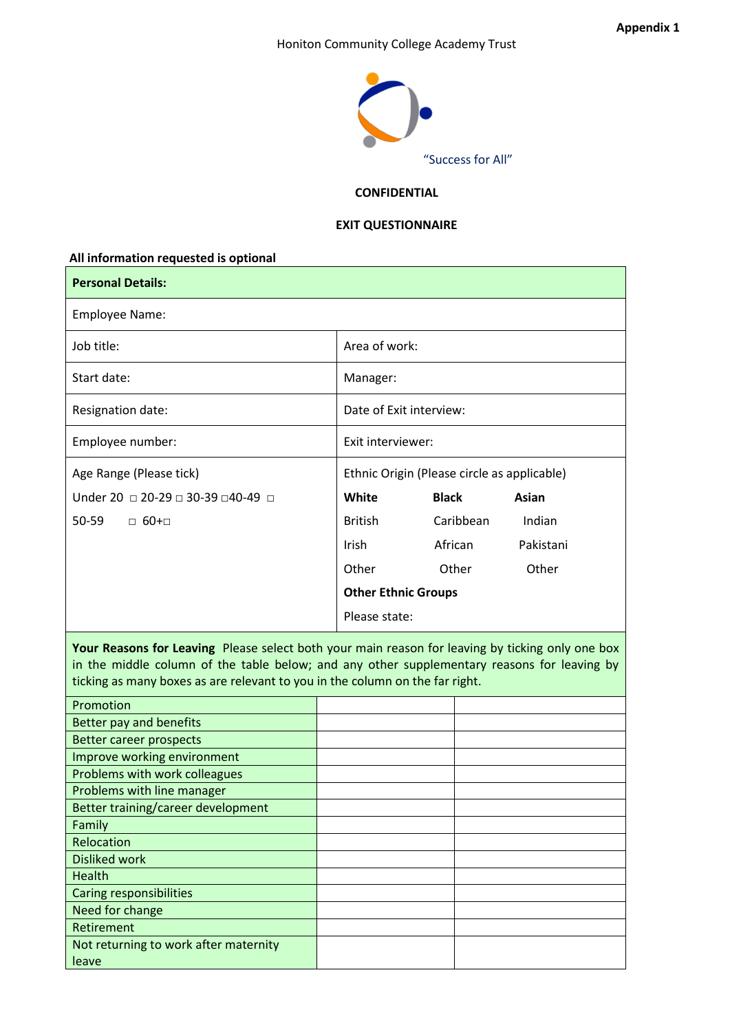**Appendix 1**

Honiton Community College Academy Trust

"Success for All"

**CONFIDENTIAL**

**EXIT QUESTIONNAIRE**

**All information requested is optional**

| **Personal Details:** | |
|---|---|
| Employee Name: | |
| Job title: | Area of work: |
| Start date: | Manager: |
| Resignation date: | Date of Exit interview: |
| Employee number: | Exit interviewer: |
| Age Range (Please tick)<br>Under 20 □ 20-29 □ 30-39 □40-49 □<br>50-59 □ 60+□ | Ethnic Origin (Please circle as applicable)<br>**White** / **Black** / **Asian**<br>British / Caribbean / Indian<br>Irish / African / Pakistani<br>Other / Other / Other<br>**Other Ethnic Groups**<br>Please state: |

**Your Reasons for Leaving** Please select both your main reason for leaving by ticking only one box in the middle column of the table below; and any other supplementary reasons for leaving by ticking as many boxes as are relevant to you in the column on the far right.

| | | |
|---|---|---|
| Promotion | | |
| Better pay and benefits | | |
| Better career prospects | | |
| Improve working environment | | |
| Problems with work colleagues | | |
| Problems with line manager | | |
| Better training/career development | | |
| Family | | |
| Relocation | | |
| Disliked work | | |
| Health | | |
| Caring responsibilities | | |
| Need for change | | |
| Retirement | | |
| Not returning to work after maternity leave | | |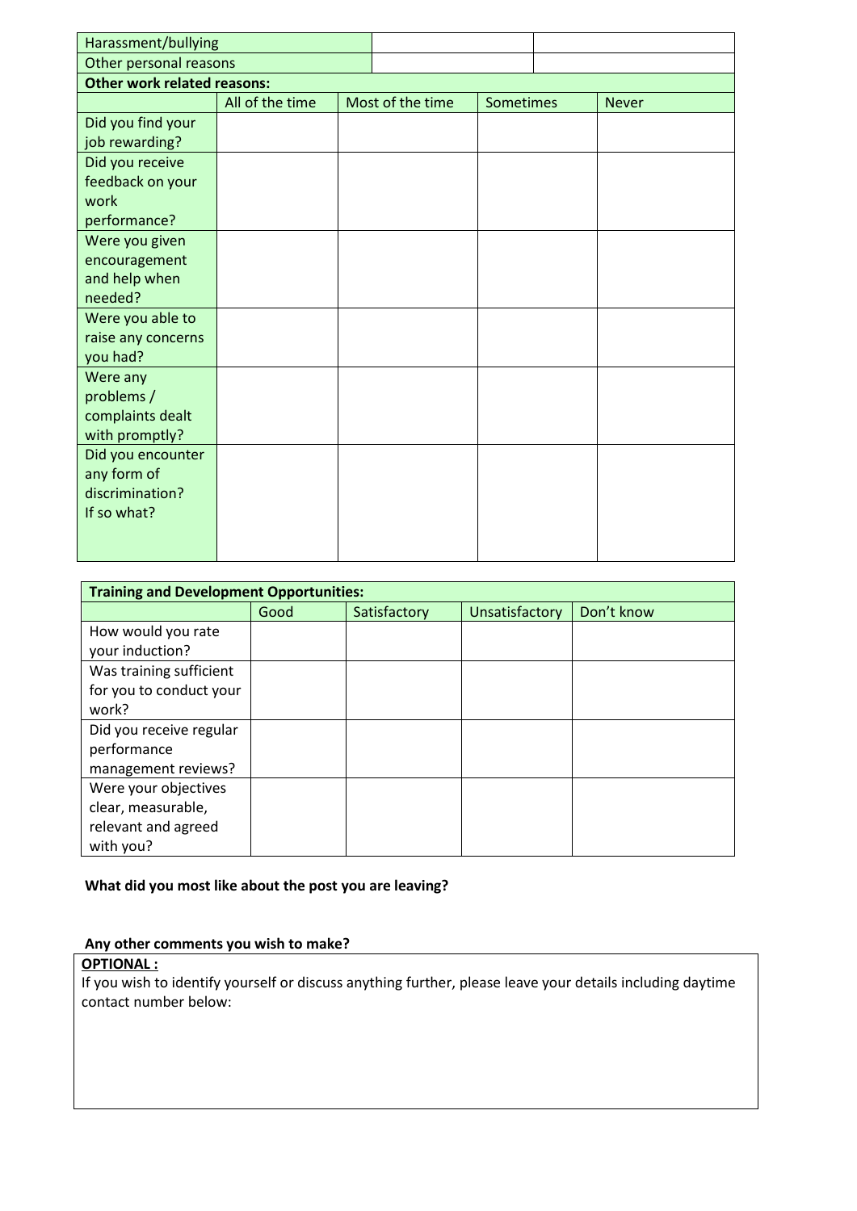| | | |
|---|---|---|
| Harassment/bullying | | |
| Other personal reasons | | |

**Other work related reasons:**

| | All of the time | Most of the time | Sometimes | Never |
|---|---|---|---|---|
| Did you find your job rewarding? | | | | |
| Did you receive feedback on your work performance? | | | | |
| Were you given encouragement and help when needed? | | | | |
| Were you able to raise any concerns you had? | | | | |
| Were any problems / complaints dealt with promptly? | | | | |
| Did you encounter any form of discrimination? If so what? | | | | |

**Training and Development Opportunities:**

| | Good | Satisfactory | Unsatisfactory | Don't know |
|---|---|---|---|---|
| How would you rate your induction? | | | | |
| Was training sufficient for you to conduct your work? | | | | |
| Did you receive regular performance management reviews? | | | | |
| Were your objectives clear, measurable, relevant and agreed with you? | | | | |

**What did you most like about the post you are leaving?**

**Any other comments you wish to make?**

**OPTIONAL :**

If you wish to identify yourself or discuss anything further, please leave your details including daytime contact number below: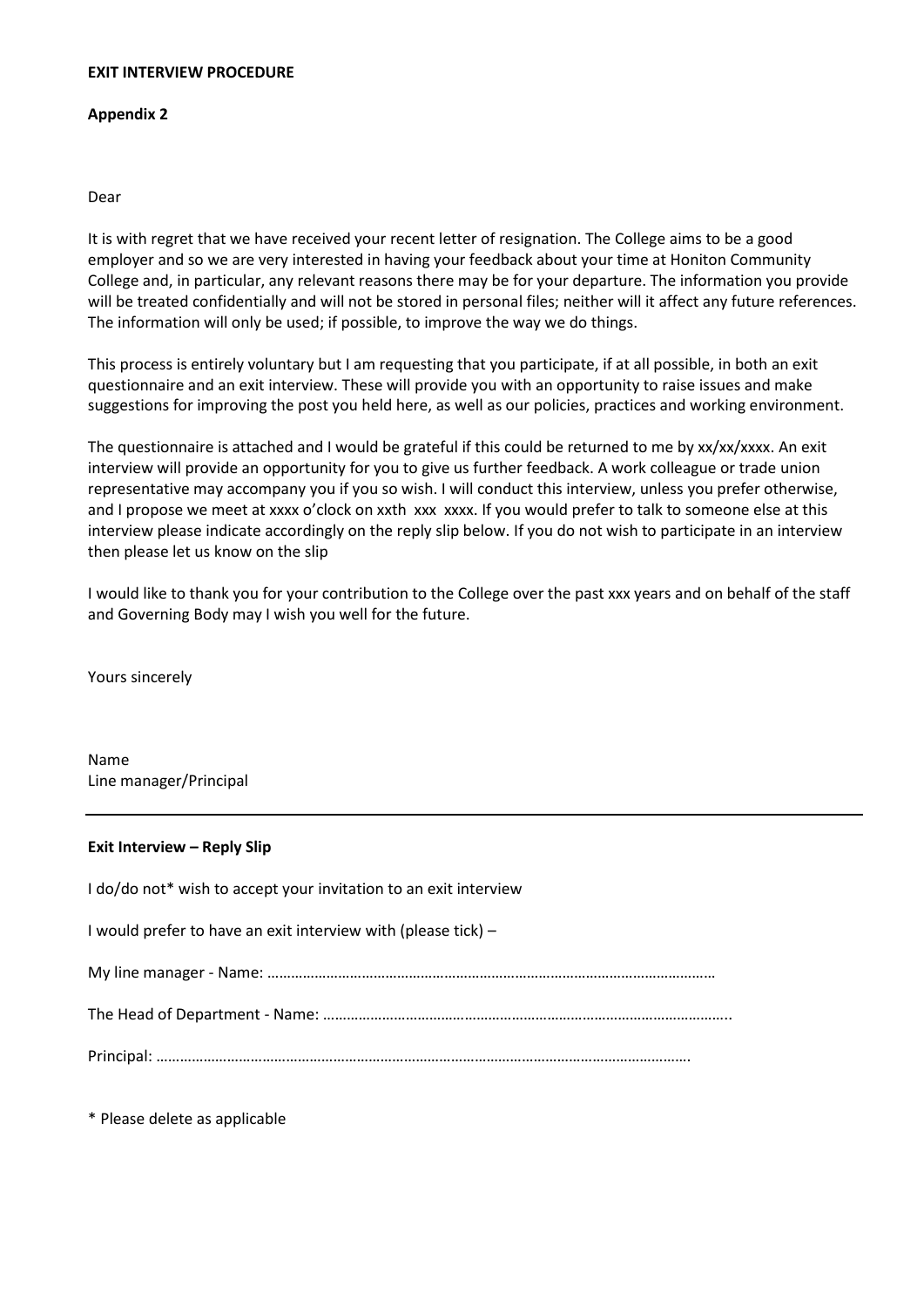**EXIT INTERVIEW PROCEDURE**

**Appendix 2**

Dear

It is with regret that we have received your recent letter of resignation. The College aims to be a good employer and so we are very interested in having your feedback about your time at Honiton Community College and, in particular, any relevant reasons there may be for your departure. The information you provide will be treated confidentially and will not be stored in personal files; neither will it affect any future references. The information will only be used; if possible, to improve the way we do things.

This process is entirely voluntary but I am requesting that you participate, if at all possible, in both an exit questionnaire and an exit interview. These will provide you with an opportunity to raise issues and make suggestions for improving the post you held here, as well as our policies, practices and working environment.

The questionnaire is attached and I would be grateful if this could be returned to me by xx/xx/xxxx. An exit interview will provide an opportunity for you to give us further feedback. A work colleague or trade union representative may accompany you if you so wish. I will conduct this interview, unless you prefer otherwise, and I propose we meet at xxxx o'clock on xxth xxx xxxx. If you would prefer to talk to someone else at this interview please indicate accordingly on the reply slip below. If you do not wish to participate in an interview then please let us know on the slip

I would like to thank you for your contribution to the College over the past xxx years and on behalf of the staff and Governing Body may I wish you well for the future.

Yours sincerely

Name
Line manager/Principal

---

**Exit Interview – Reply Slip**

I do/do not* wish to accept your invitation to an exit interview

I would prefer to have an exit interview with (please tick) –

My line manager - Name: ………………………………………………………………………………………………………

The Head of Department - Name: …………………………………………………………………………………………..

Principal: …………………………………………………………………………………………………………………………….

* Please delete as applicable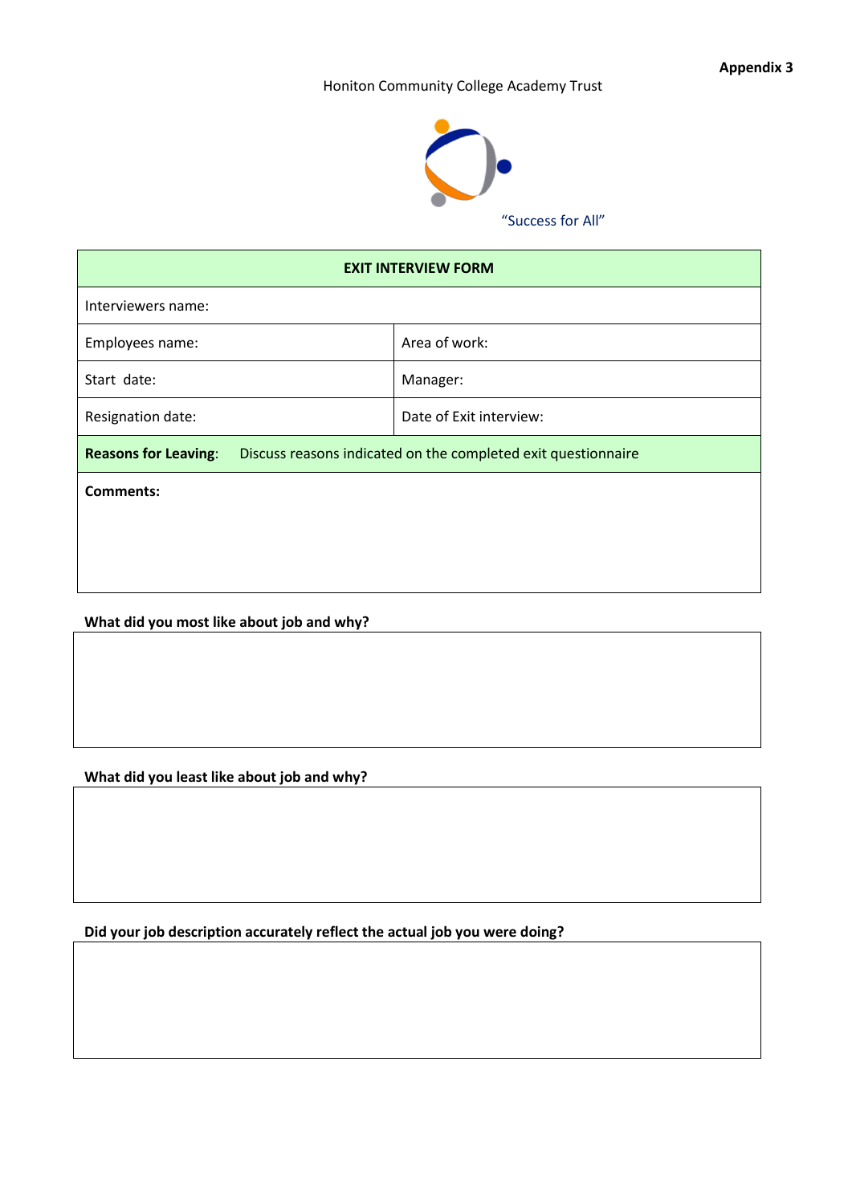**Appendix 3**

Honiton Community College Academy Trust

"Success for All"

| EXIT INTERVIEW FORM | |
|---|---|
| Interviewers name: | |
| Employees name: | Area of work: |
| Start date: | Manager: |
| Resignation date: | Date of Exit interview: |
| **Reasons for Leaving**: Discuss reasons indicated on the completed exit questionnaire | |
| **Comments:** | |

**What did you most like about job and why?**

**What did you least like about job and why?**

**Did your job description accurately reflect the actual job you were doing?**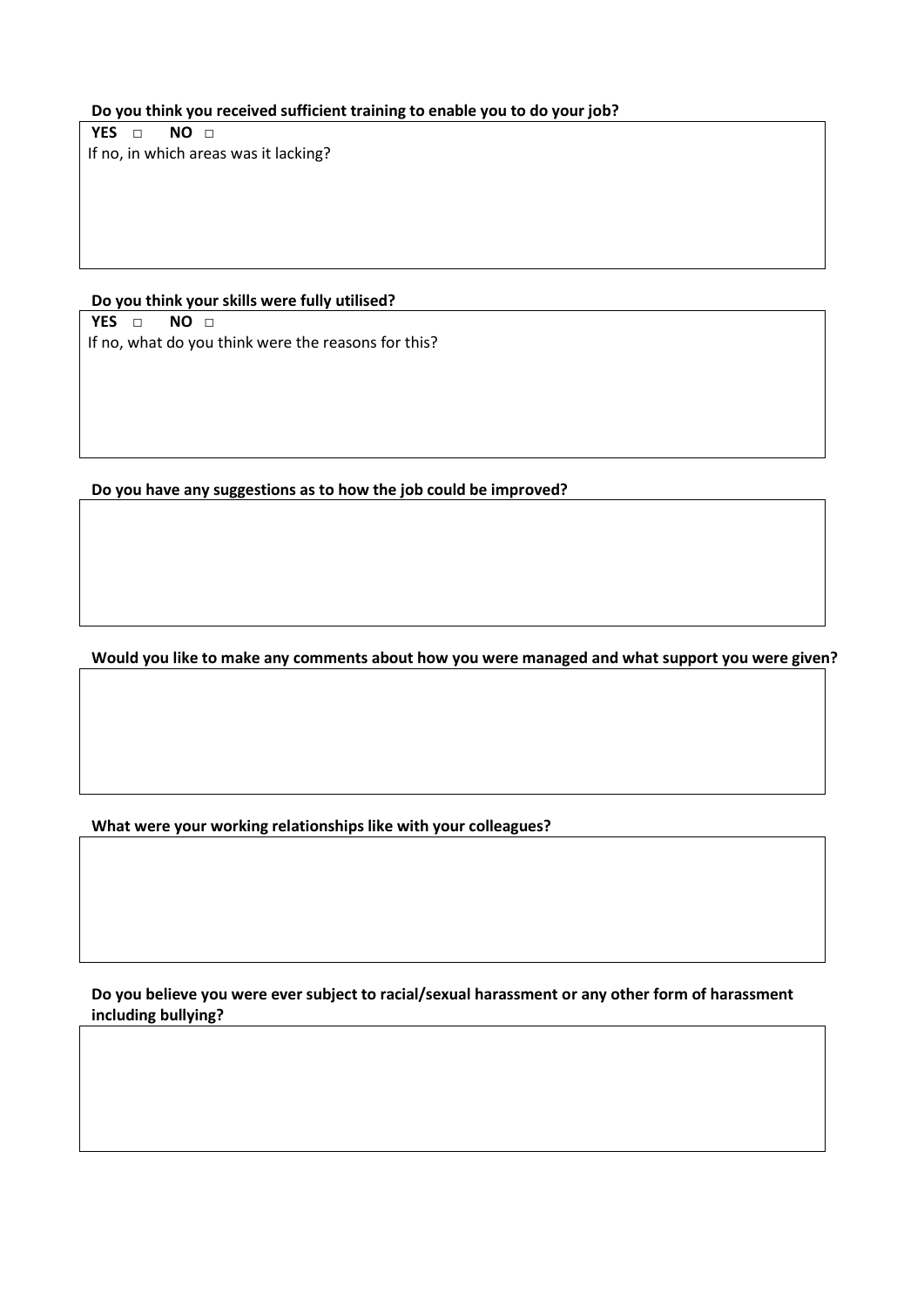**Do you think you received sufficient training to enable you to do your job?**

**YES** □ **NO** □

If no, in which areas was it lacking?

**Do you think your skills were fully utilised?**

**YES** □ **NO** □

If no, what do you think were the reasons for this?

**Do you have any suggestions as to how the job could be improved?**

**Would you like to make any comments about how you were managed and what support you were given?**

**What were your working relationships like with your colleagues?**

**Do you believe you were ever subject to racial/sexual harassment or any other form of harassment including bullying?**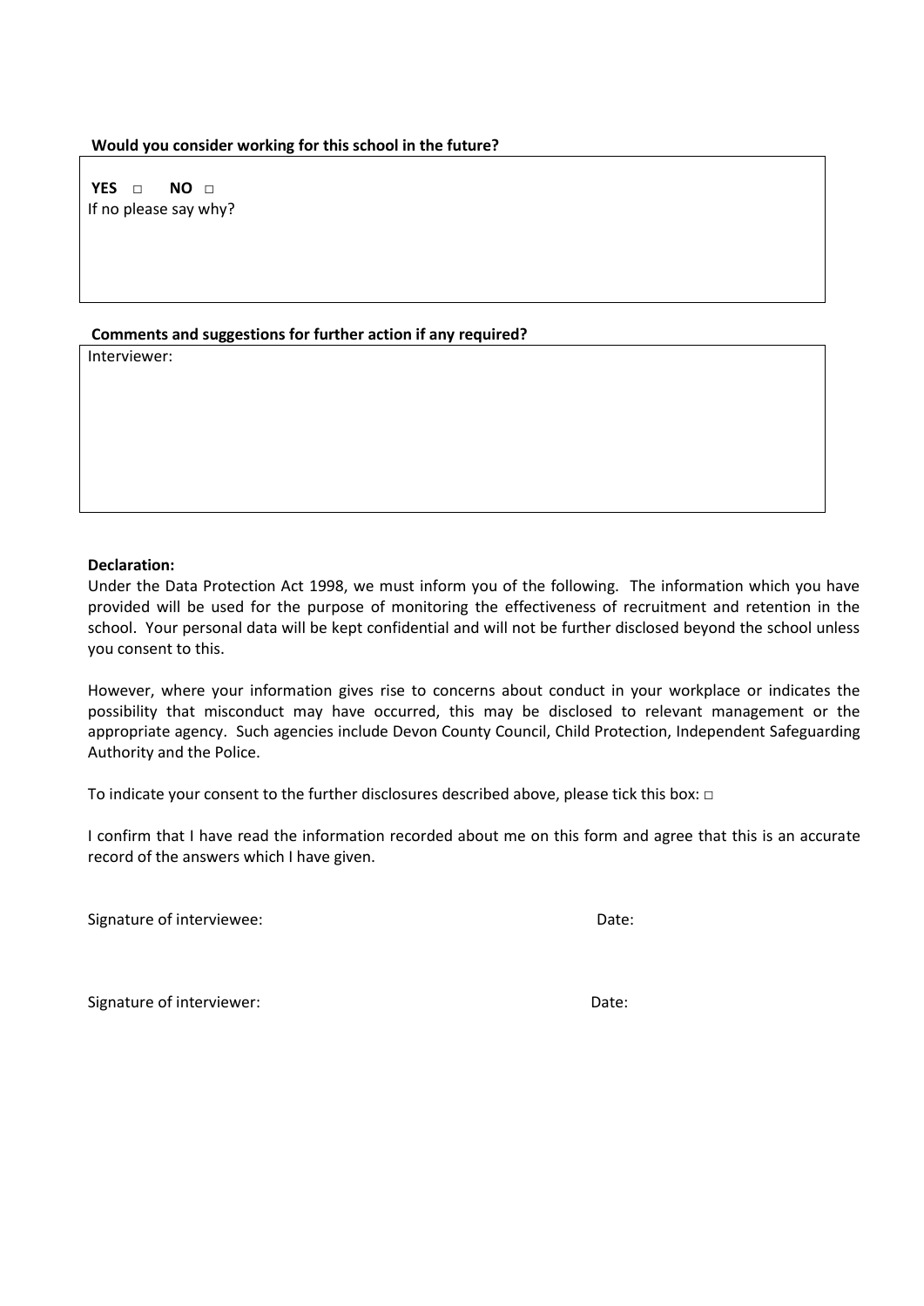**Would you consider working for this school in the future?**

**YES** □ **NO** □

If no please say why?

**Comments and suggestions for further action if any required?**

Interviewer:

**Declaration:**

Under the Data Protection Act 1998, we must inform you of the following. The information which you have provided will be used for the purpose of monitoring the effectiveness of recruitment and retention in the school. Your personal data will be kept confidential and will not be further disclosed beyond the school unless you consent to this.

However, where your information gives rise to concerns about conduct in your workplace or indicates the possibility that misconduct may have occurred, this may be disclosed to relevant management or the appropriate agency. Such agencies include Devon County Council, Child Protection, Independent Safeguarding Authority and the Police.

To indicate your consent to the further disclosures described above, please tick this box: □

I confirm that I have read the information recorded about me on this form and agree that this is an accurate record of the answers which I have given.

Signature of interviewee: Date:

Signature of interviewer: Date: